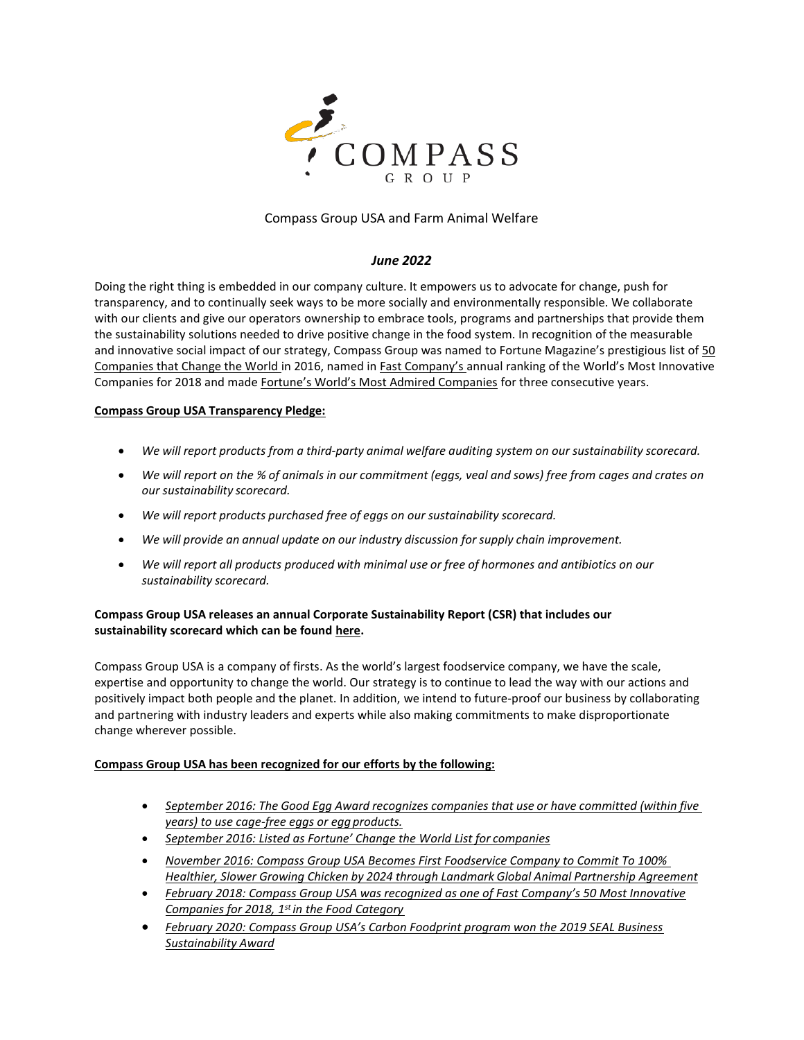# COMPASS GROUP

Compass Group USA and Farm Animal Welfare

***June 2022***

Doing the right thing is embedded in our company culture. It empowers us to advocate for change, push for transparency, and to continually seek ways to be more socially and environmentally responsible. We collaborate with our clients and give our operators ownership to embrace tools, programs and partnerships that provide them the sustainability solutions needed to drive positive change in the food system. In recognition of the measurable and innovative social impact of our strategy, Compass Group was named to Fortune Magazine's prestigious list of 50 Companies that Change the World in 2016, named in Fast Company's annual ranking of the World's Most Innovative Companies for 2018 and made Fortune's World's Most Admired Companies for three consecutive years.

**Compass Group USA Transparency Pledge:**

- *We will report products from a third-party animal welfare auditing system on our sustainability scorecard.*
- *We will report on the % of animals in our commitment (eggs, veal and sows) free from cages and crates on our sustainability scorecard.*
- *We will report products purchased free of eggs on our sustainability scorecard.*
- *We will provide an annual update on our industry discussion for supply chain improvement.*
- *We will report all products produced with minimal use or free of hormones and antibiotics on our sustainability scorecard.*

**Compass Group USA releases an annual Corporate Sustainability Report (CSR) that includes our sustainability scorecard which can be found here.**

Compass Group USA is a company of firsts. As the world's largest foodservice company, we have the scale, expertise and opportunity to change the world. Our strategy is to continue to lead the way with our actions and positively impact both people and the planet. In addition, we intend to future-proof our business by collaborating and partnering with industry leaders and experts while also making commitments to make disproportionate change wherever possible.

**Compass Group USA has been recognized for our efforts by the following:**

- *September 2016: The Good Egg Award recognizes companies that use or have committed (within five years) to use cage-free eggs or egg products.*
- *September 2016: Listed as Fortune' Change the World List for companies*
- *November 2016: Compass Group USA Becomes First Foodservice Company to Commit To 100% Healthier, Slower Growing Chicken by 2024 through Landmark Global Animal Partnership Agreement*
- *February 2018: Compass Group USA was recognized as one of Fast Company's 50 Most Innovative Companies for 2018, 1st in the Food Category*
- *February 2020: Compass Group USA's Carbon Foodprint program won the 2019 SEAL Business Sustainability Award*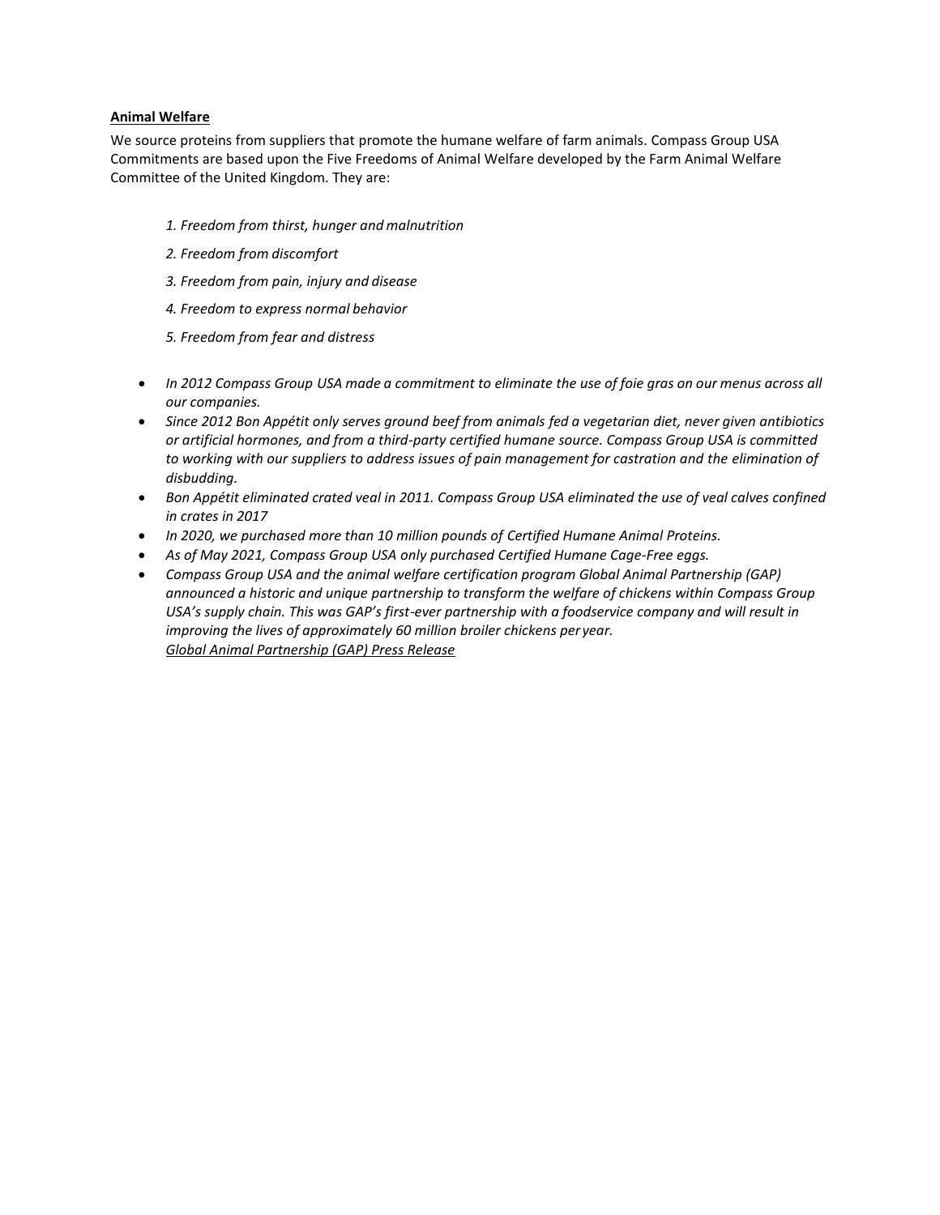## Animal Welfare

We source proteins from suppliers that promote the humane welfare of farm animals. Compass Group USA Commitments are based upon the Five Freedoms of Animal Welfare developed by the Farm Animal Welfare Committee of the United Kingdom. They are:

1. *Freedom from thirst, hunger and malnutrition*
2. *Freedom from discomfort*
3. *Freedom from pain, injury and disease*
4. *Freedom to express normal behavior*
5. *Freedom from fear and distress*

- *In 2012 Compass Group USA made a commitment to eliminate the use of foie gras on our menus across all our companies.*
- *Since 2012 Bon Appétit only serves ground beef from animals fed a vegetarian diet, never given antibiotics or artificial hormones, and from a third-party certified humane source. Compass Group USA is committed to working with our suppliers to address issues of pain management for castration and the elimination of disbudding.*
- *Bon Appétit eliminated crated veal in 2011. Compass Group USA eliminated the use of veal calves confined in crates in 2017*
- *In 2020, we purchased more than 10 million pounds of Certified Humane Animal Proteins.*
- *As of May 2021, Compass Group USA only purchased Certified Humane Cage-Free eggs.*
- *Compass Group USA and the animal welfare certification program Global Animal Partnership (GAP) announced a historic and unique partnership to transform the welfare of chickens within Compass Group USA's supply chain. This was GAP's first-ever partnership with a foodservice company and will result in improving the lives of approximately 60 million broiler chickens per year.*
  *Global Animal Partnership (GAP) Press Release*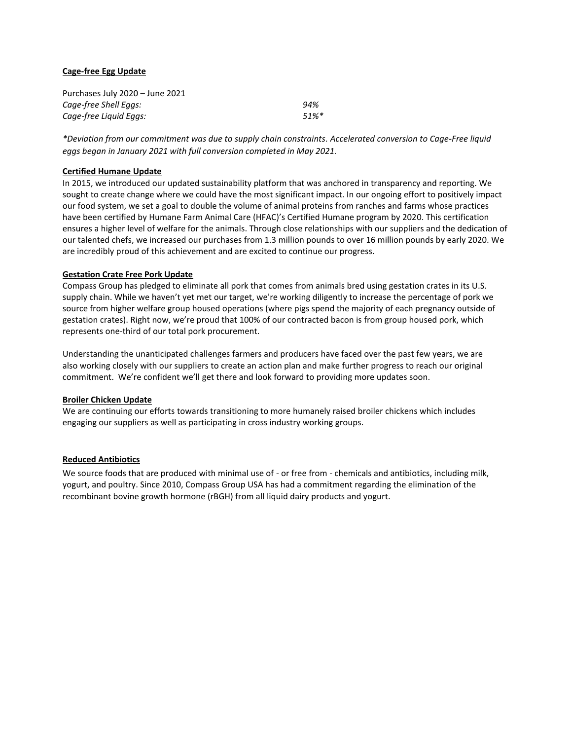**Cage-free Egg Update**

Purchases July 2020 – June 2021

| | |
|---|---|
| *Cage-free Shell Eggs:* | *94%* |
| *Cage-free Liquid Eggs:* | *51%\** |

*\*Deviation from our commitment was due to supply chain constraints. Accelerated conversion to Cage-Free liquid eggs began in January 2021 with full conversion completed in May 2021.*

**Certified Humane Update**

In 2015, we introduced our updated sustainability platform that was anchored in transparency and reporting. We sought to create change where we could have the most significant impact. In our ongoing effort to positively impact our food system, we set a goal to double the volume of animal proteins from ranches and farms whose practices have been certified by Humane Farm Animal Care (HFAC)'s Certified Humane program by 2020. This certification ensures a higher level of welfare for the animals. Through close relationships with our suppliers and the dedication of our talented chefs, we increased our purchases from 1.3 million pounds to over 16 million pounds by early 2020. We are incredibly proud of this achievement and are excited to continue our progress.

**Gestation Crate Free Pork Update**

Compass Group has pledged to eliminate all pork that comes from animals bred using gestation crates in its U.S. supply chain. While we haven't yet met our target, we're working diligently to increase the percentage of pork we source from higher welfare group housed operations (where pigs spend the majority of each pregnancy outside of gestation crates). Right now, we're proud that 100% of our contracted bacon is from group housed pork, which represents one-third of our total pork procurement.

Understanding the unanticipated challenges farmers and producers have faced over the past few years, we are also working closely with our suppliers to create an action plan and make further progress to reach our original commitment. We're confident we'll get there and look forward to providing more updates soon.

**Broiler Chicken Update**

We are continuing our efforts towards transitioning to more humanely raised broiler chickens which includes engaging our suppliers as well as participating in cross industry working groups.

**Reduced Antibiotics**

We source foods that are produced with minimal use of - or free from - chemicals and antibiotics, including milk, yogurt, and poultry. Since 2010, Compass Group USA has had a commitment regarding the elimination of the recombinant bovine growth hormone (rBGH) from all liquid dairy products and yogurt.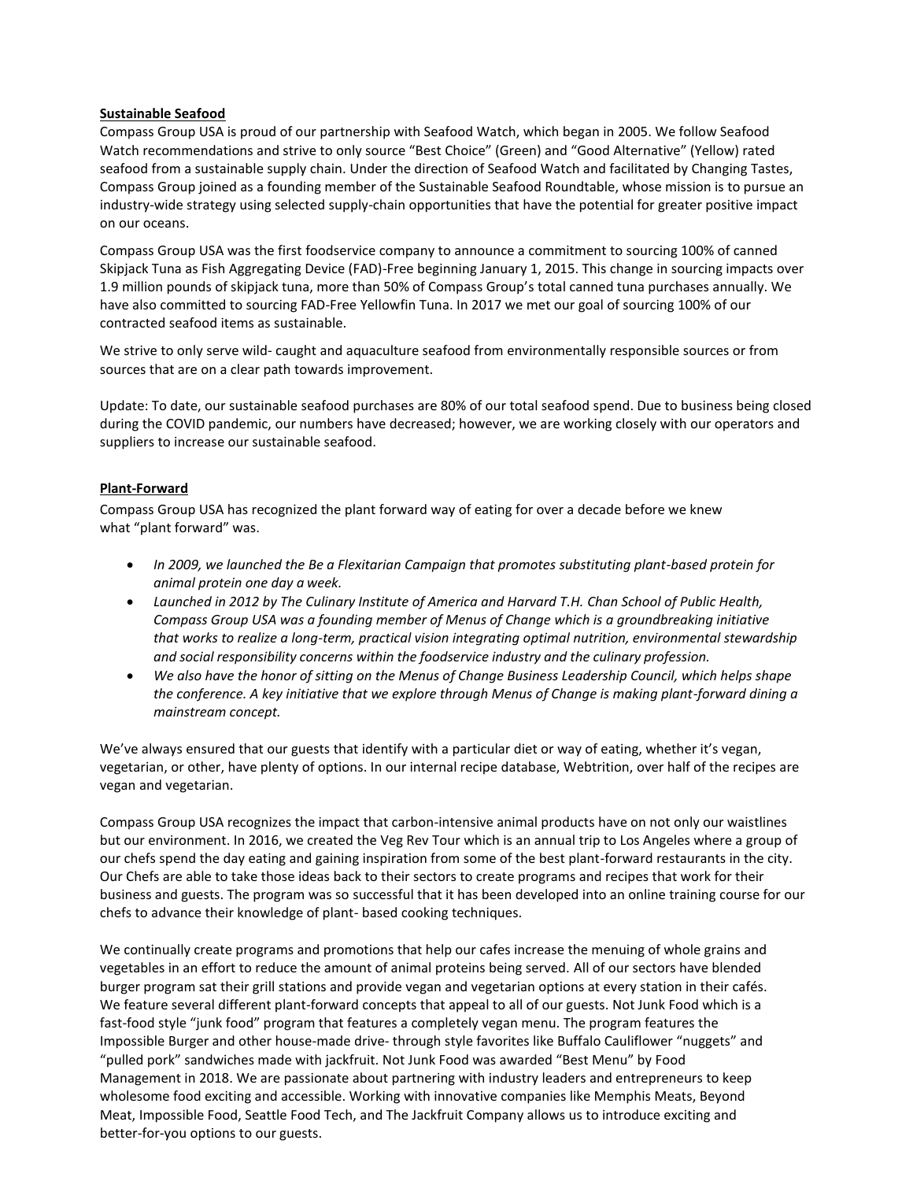**Sustainable Seafood**

Compass Group USA is proud of our partnership with Seafood Watch, which began in 2005. We follow Seafood Watch recommendations and strive to only source "Best Choice" (Green) and "Good Alternative" (Yellow) rated seafood from a sustainable supply chain. Under the direction of Seafood Watch and facilitated by Changing Tastes, Compass Group joined as a founding member of the Sustainable Seafood Roundtable, whose mission is to pursue an industry-wide strategy using selected supply-chain opportunities that have the potential for greater positive impact on our oceans.

Compass Group USA was the first foodservice company to announce a commitment to sourcing 100% of canned Skipjack Tuna as Fish Aggregating Device (FAD)-Free beginning January 1, 2015. This change in sourcing impacts over 1.9 million pounds of skipjack tuna, more than 50% of Compass Group's total canned tuna purchases annually. We have also committed to sourcing FAD-Free Yellowfin Tuna. In 2017 we met our goal of sourcing 100% of our contracted seafood items as sustainable.

We strive to only serve wild- caught and aquaculture seafood from environmentally responsible sources or from sources that are on a clear path towards improvement.

Update: To date, our sustainable seafood purchases are 80% of our total seafood spend. Due to business being closed during the COVID pandemic, our numbers have decreased; however, we are working closely with our operators and suppliers to increase our sustainable seafood.

**Plant-Forward**

Compass Group USA has recognized the plant forward way of eating for over a decade before we knew what "plant forward" was.

- *In 2009, we launched the Be a Flexitarian Campaign that promotes substituting plant-based protein for animal protein one day a week.*
- *Launched in 2012 by The Culinary Institute of America and Harvard T.H. Chan School of Public Health, Compass Group USA was a founding member of Menus of Change which is a groundbreaking initiative that works to realize a long-term, practical vision integrating optimal nutrition, environmental stewardship and social responsibility concerns within the foodservice industry and the culinary profession.*
- *We also have the honor of sitting on the Menus of Change Business Leadership Council, which helps shape the conference. A key initiative that we explore through Menus of Change is making plant-forward dining a mainstream concept.*

We've always ensured that our guests that identify with a particular diet or way of eating, whether it's vegan, vegetarian, or other, have plenty of options. In our internal recipe database, Webtrition, over half of the recipes are vegan and vegetarian.

Compass Group USA recognizes the impact that carbon-intensive animal products have on not only our waistlines but our environment. In 2016, we created the Veg Rev Tour which is an annual trip to Los Angeles where a group of our chefs spend the day eating and gaining inspiration from some of the best plant-forward restaurants in the city. Our Chefs are able to take those ideas back to their sectors to create programs and recipes that work for their business and guests. The program was so successful that it has been developed into an online training course for our chefs to advance their knowledge of plant- based cooking techniques.

We continually create programs and promotions that help our cafes increase the menuing of whole grains and vegetables in an effort to reduce the amount of animal proteins being served. All of our sectors have blended burger program sat their grill stations and provide vegan and vegetarian options at every station in their cafés. We feature several different plant-forward concepts that appeal to all of our guests. Not Junk Food which is a fast-food style "junk food" program that features a completely vegan menu. The program features the Impossible Burger and other house-made drive- through style favorites like Buffalo Cauliflower "nuggets" and "pulled pork" sandwiches made with jackfruit. Not Junk Food was awarded "Best Menu" by Food Management in 2018. We are passionate about partnering with industry leaders and entrepreneurs to keep wholesome food exciting and accessible. Working with innovative companies like Memphis Meats, Beyond Meat, Impossible Food, Seattle Food Tech, and The Jackfruit Company allows us to introduce exciting and better-for-you options to our guests.